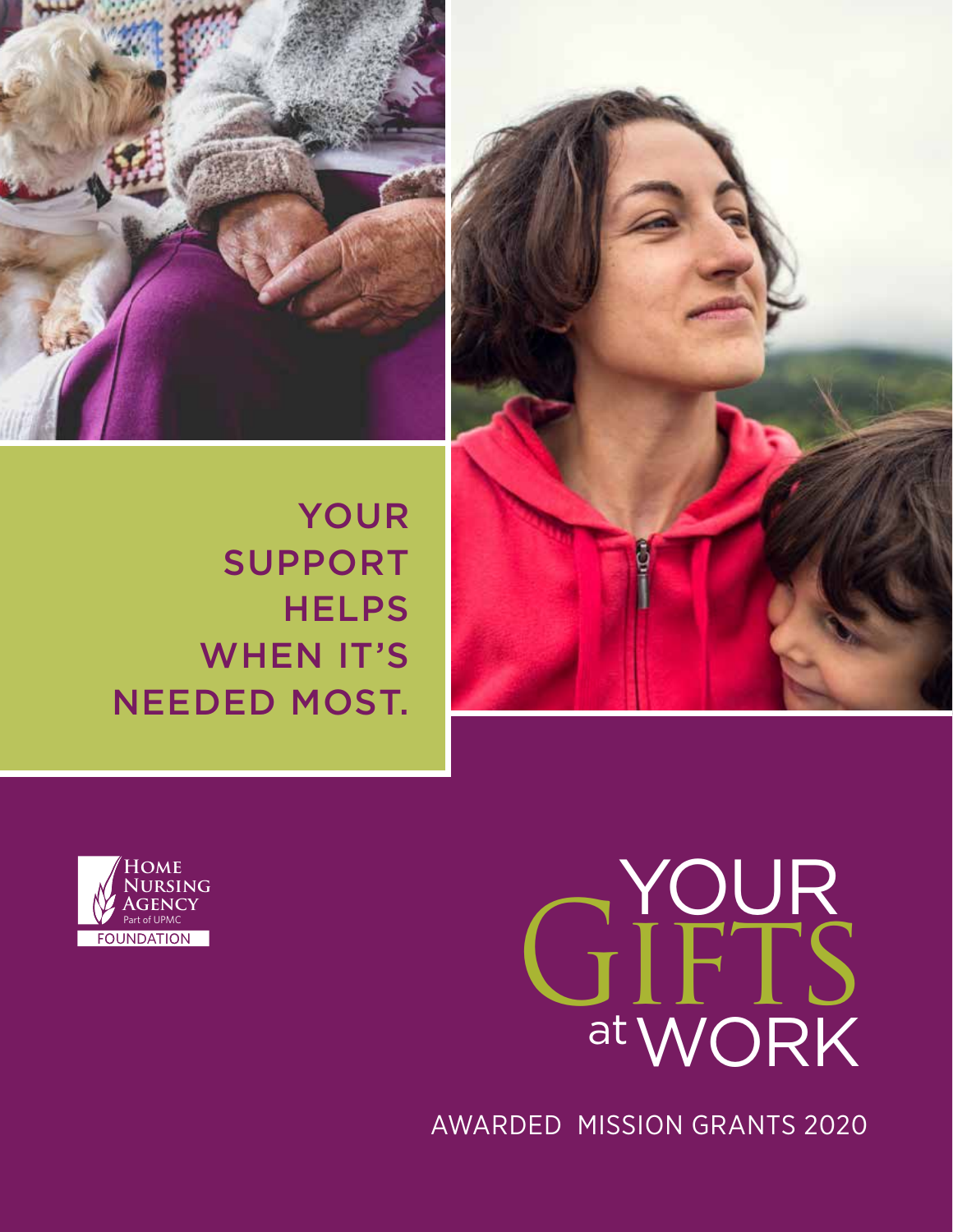# YOUR SUPPORT HELPS WHEN IT'S NEEDED MOST.

Home Nursing Agency
Part of UPMC
FOUNDATION

# YOUR GIFTS at WORK

AWARDED MISSION GRANTS 2020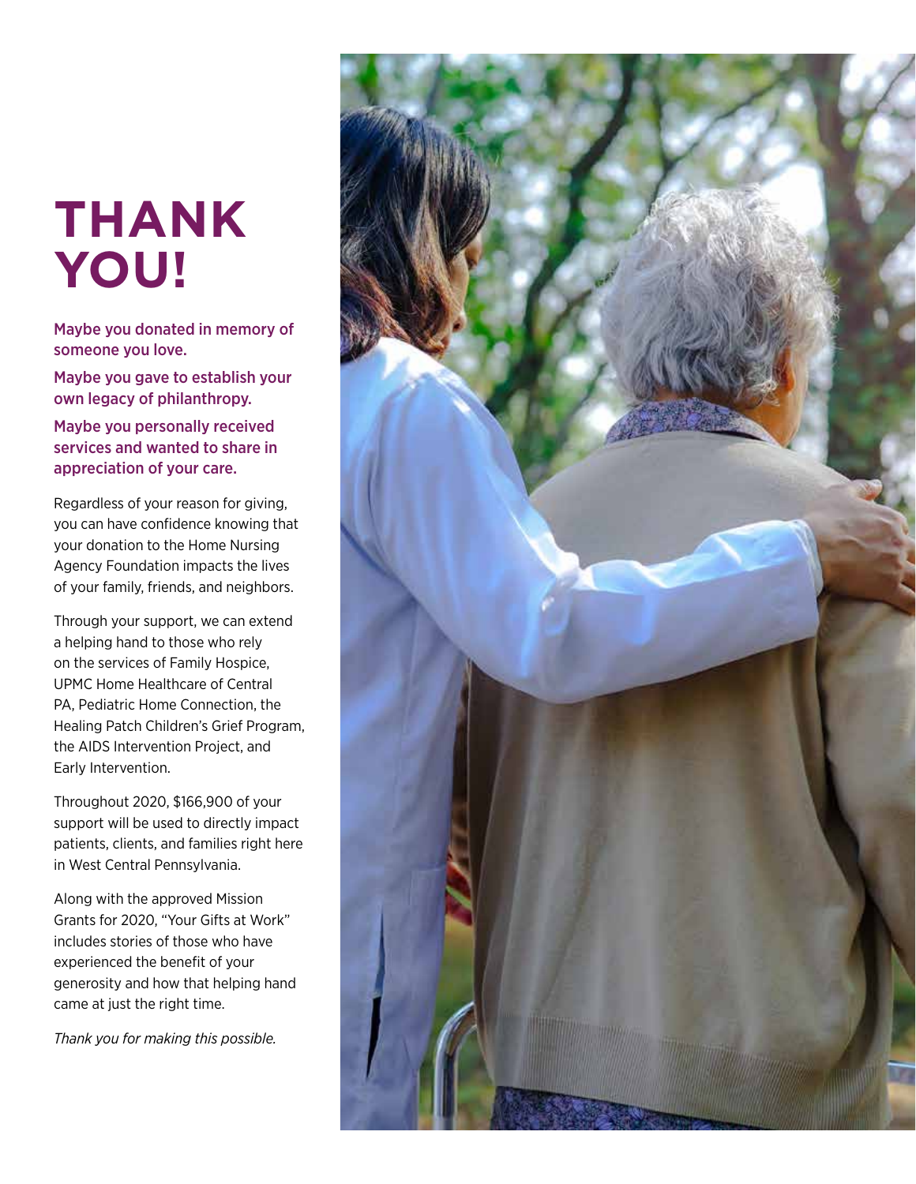# THANK YOU!

**Maybe you donated in memory of someone you love.**

**Maybe you gave to establish your own legacy of philanthropy.**

**Maybe you personally received services and wanted to share in appreciation of your care.**

Regardless of your reason for giving, you can have confidence knowing that your donation to the Home Nursing Agency Foundation impacts the lives of your family, friends, and neighbors.

Through your support, we can extend a helping hand to those who rely on the services of Family Hospice, UPMC Home Healthcare of Central PA, Pediatric Home Connection, the Healing Patch Children's Grief Program, the AIDS Intervention Project, and Early Intervention.

Throughout 2020, $166,900 of your support will be used to directly impact patients, clients, and families right here in West Central Pennsylvania.

Along with the approved Mission Grants for 2020, "Your Gifts at Work" includes stories of those who have experienced the benefit of your generosity and how that helping hand came at just the right time.

*Thank you for making this possible.*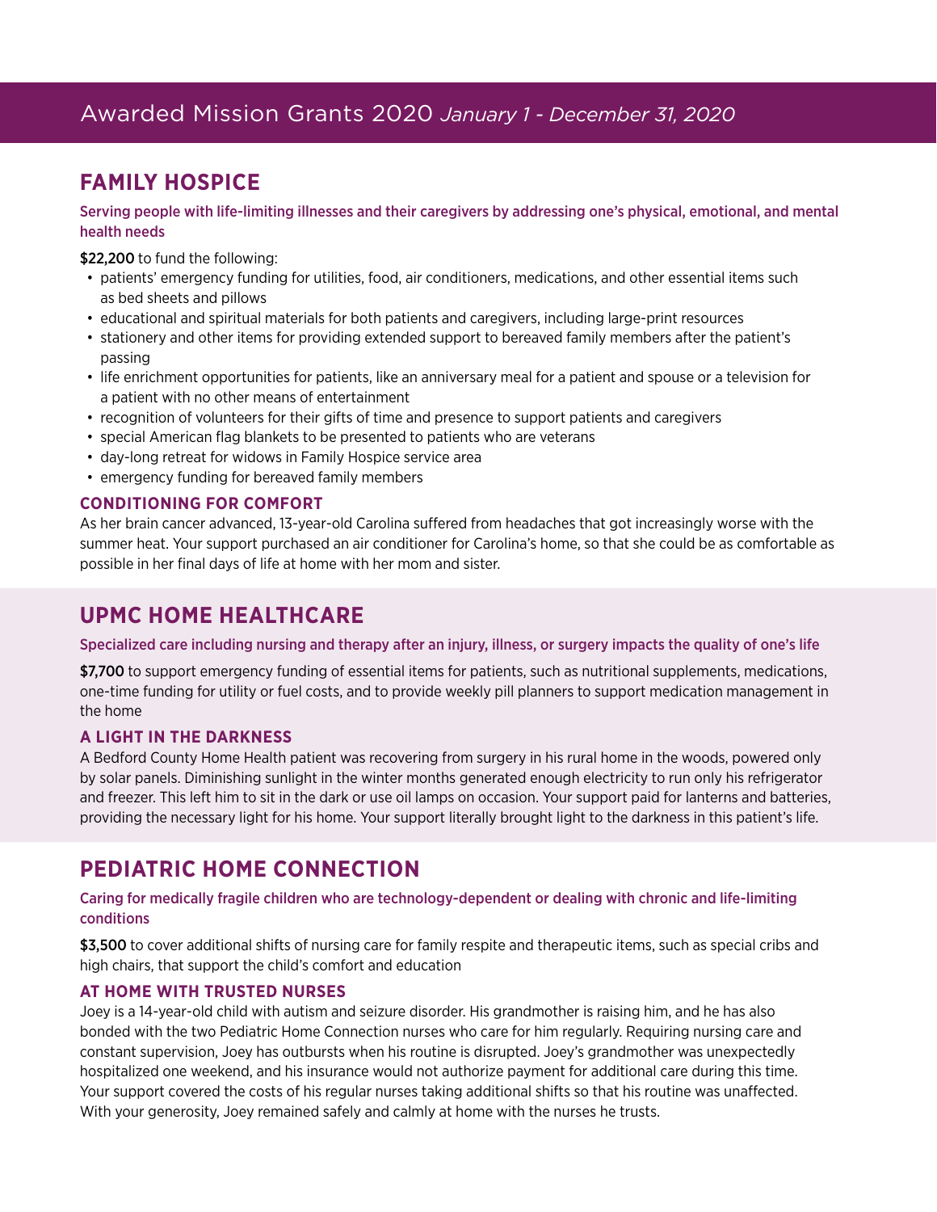# Awarded Mission Grants 2020 *January 1 - December 31, 2020*

## FAMILY HOSPICE

Serving people with life-limiting illnesses and their caregivers by addressing one's physical, emotional, and mental health needs

**$22,200** to fund the following:

- patients' emergency funding for utilities, food, air conditioners, medications, and other essential items such as bed sheets and pillows
- educational and spiritual materials for both patients and caregivers, including large-print resources
- stationery and other items for providing extended support to bereaved family members after the patient's passing
- life enrichment opportunities for patients, like an anniversary meal for a patient and spouse or a television for a patient with no other means of entertainment
- recognition of volunteers for their gifts of time and presence to support patients and caregivers
- special American flag blankets to be presented to patients who are veterans
- day-long retreat for widows in Family Hospice service area
- emergency funding for bereaved family members

### CONDITIONING FOR COMFORT

As her brain cancer advanced, 13-year-old Carolina suffered from headaches that got increasingly worse with the summer heat. Your support purchased an air conditioner for Carolina's home, so that she could be as comfortable as possible in her final days of life at home with her mom and sister.

## UPMC HOME HEALTHCARE

Specialized care including nursing and therapy after an injury, illness, or surgery impacts the quality of one's life

**$7,700** to support emergency funding of essential items for patients, such as nutritional supplements, medications, one-time funding for utility or fuel costs, and to provide weekly pill planners to support medication management in the home

### A LIGHT IN THE DARKNESS

A Bedford County Home Health patient was recovering from surgery in his rural home in the woods, powered only by solar panels. Diminishing sunlight in the winter months generated enough electricity to run only his refrigerator and freezer. This left him to sit in the dark or use oil lamps on occasion. Your support paid for lanterns and batteries, providing the necessary light for his home. Your support literally brought light to the darkness in this patient's life.

## PEDIATRIC HOME CONNECTION

Caring for medically fragile children who are technology-dependent or dealing with chronic and life-limiting conditions

**$3,500** to cover additional shifts of nursing care for family respite and therapeutic items, such as special cribs and high chairs, that support the child's comfort and education

### AT HOME WITH TRUSTED NURSES

Joey is a 14-year-old child with autism and seizure disorder. His grandmother is raising him, and he has also bonded with the two Pediatric Home Connection nurses who care for him regularly. Requiring nursing care and constant supervision, Joey has outbursts when his routine is disrupted. Joey's grandmother was unexpectedly hospitalized one weekend, and his insurance would not authorize payment for additional care during this time. Your support covered the costs of his regular nurses taking additional shifts so that his routine was unaffected. With your generosity, Joey remained safely and calmly at home with the nurses he trusts.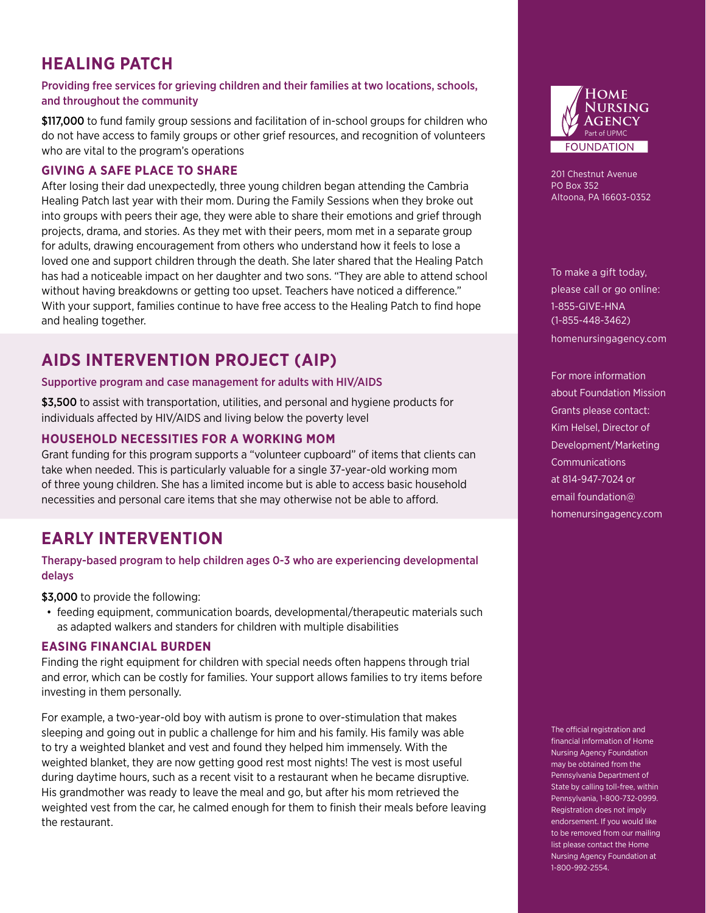## HEALING PATCH

**Providing free services for grieving children and their families at two locations, schools, and throughout the community**

**$117,000** to fund family group sessions and facilitation of in-school groups for children who do not have access to family groups or other grief resources, and recognition of volunteers who are vital to the program's operations

### GIVING A SAFE PLACE TO SHARE

After losing their dad unexpectedly, three young children began attending the Cambria Healing Patch last year with their mom. During the Family Sessions when they broke out into groups with peers their age, they were able to share their emotions and grief through projects, drama, and stories. As they met with their peers, mom met in a separate group for adults, drawing encouragement from others who understand how it feels to lose a loved one and support children through the death. She later shared that the Healing Patch has had a noticeable impact on her daughter and two sons. "They are able to attend school without having breakdowns or getting too upset. Teachers have noticed a difference." With your support, families continue to have free access to the Healing Patch to find hope and healing together.

## AIDS INTERVENTION PROJECT (AIP)

**Supportive program and case management for adults with HIV/AIDS**

**$3,500** to assist with transportation, utilities, and personal and hygiene products for individuals affected by HIV/AIDS and living below the poverty level

### HOUSEHOLD NECESSITIES FOR A WORKING MOM

Grant funding for this program supports a "volunteer cupboard" of items that clients can take when needed. This is particularly valuable for a single 37-year-old working mom of three young children. She has a limited income but is able to access basic household necessities and personal care items that she may otherwise not be able to afford.

## EARLY INTERVENTION

**Therapy-based program to help children ages 0-3 who are experiencing developmental delays**

**$3,000** to provide the following:

- feeding equipment, communication boards, developmental/therapeutic materials such as adapted walkers and standers for children with multiple disabilities

### EASING FINANCIAL BURDEN

Finding the right equipment for children with special needs often happens through trial and error, which can be costly for families. Your support allows families to try items before investing in them personally.

For example, a two-year-old boy with autism is prone to over-stimulation that makes sleeping and going out in public a challenge for him and his family. His family was able to try a weighted blanket and vest and found they helped him immensely. With the weighted blanket, they are now getting good rest most nights! The vest is most useful during daytime hours, such as a recent visit to a restaurant when he became disruptive. His grandmother was ready to leave the meal and go, but after his mom retrieved the weighted vest from the car, he calmed enough for them to finish their meals before leaving the restaurant.

**Home Nursing Agency** Part of UPMC
**FOUNDATION**

201 Chestnut Avenue
PO Box 352
Altoona, PA 16603-0352

To make a gift today, please call or go online:
1-855-GIVE-HNA
(1-855-448-3462)
homenursingagency.com

For more information about Foundation Mission Grants please contact:
Kim Helsel, Director of Development/Marketing Communications
at 814-947-7024 or email foundation@homenursingagency.com

The official registration and financial information of Home Nursing Agency Foundation may be obtained from the Pennsylvania Department of State by calling toll-free, within Pennsylvania, 1-800-732-0999. Registration does not imply endorsement. If you would like to be removed from our mailing list please contact the Home Nursing Agency Foundation at 1-800-992-2554.